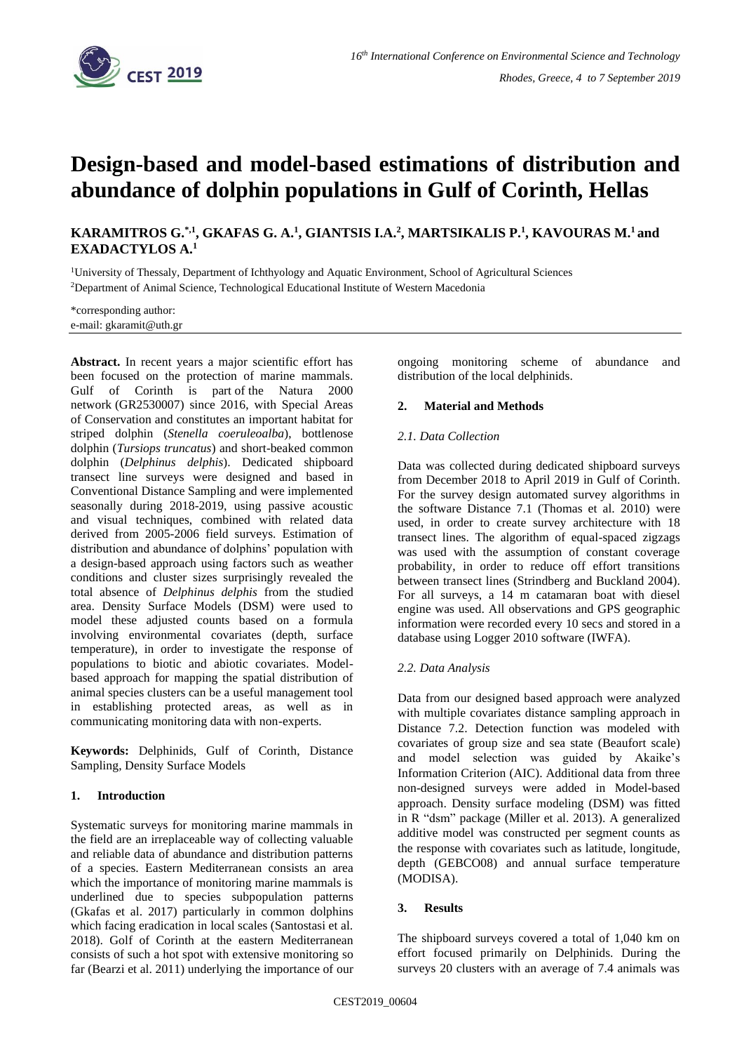# Design-based and model-based estimations of distribution and abundance of dolphin populations in Gulf of Corinth, Hellas

**KARAMITROS G.[*,1], GKAFAS G. A.[1], GIANTSIS I.A.[2], MARTSIKALIS P.[1], KAVOURAS M.[1] and EXADACTYLOS A.[1]**

[1]University of Thessaly, Department of Ichthyology and Aquatic Environment, School of Agricultural Sciences
[2]Department of Animal Science, Technological Educational Institute of Western Macedonia

*corresponding author:
e-mail: gkaramit@uth.gr

**Abstract.** In recent years a major scientific effort has been focused on the protection of marine mammals. Gulf of Corinth is part of the Natura 2000 network (GR2530007) since 2016, with Special Areas of Conservation and constitutes an important habitat for striped dolphin (*Stenella coeruleoalba*), bottlenose dolphin (*Tursiops truncatus*) and short-beaked common dolphin (*Delphinus delphis*). Dedicated shipboard transect line surveys were designed and based in Conventional Distance Sampling and were implemented seasonally during 2018-2019, using passive acoustic and visual techniques, combined with related data derived from 2005-2006 field surveys. Estimation of distribution and abundance of dolphins' population with a design-based approach using factors such as weather conditions and cluster sizes surprisingly revealed the total absence of *Delphinus delphis* from the studied area. Density Surface Models (DSM) were used to model these adjusted counts based on a formula involving environmental covariates (depth, surface temperature), in order to investigate the response of populations to biotic and abiotic covariates. Model-based approach for mapping the spatial distribution of animal species clusters can be a useful management tool in establishing protected areas, as well as in communicating monitoring data with non-experts.

**Keywords:** Delphinids, Gulf of Corinth, Distance Sampling, Density Surface Models

## 1. Introduction

Systematic surveys for monitoring marine mammals in the field are an irreplaceable way of collecting valuable and reliable data of abundance and distribution patterns of a species. Eastern Mediterranean consists an area which the importance of monitoring marine mammals is underlined due to species subpopulation patterns (Gkafas et al. 2017) particularly in common dolphins which facing eradication in local scales (Santostasi et al. 2018). Golf of Corinth at the eastern Mediterranean consists of such a hot spot with extensive monitoring so far (Bearzi et al. 2011) underlying the importance of our ongoing monitoring scheme of abundance and distribution of the local delphinids.

## 2. Material and Methods

### 2.1. Data Collection

Data was collected during dedicated shipboard surveys from December 2018 to April 2019 in Gulf of Corinth. For the survey design automated survey algorithms in the software Distance 7.1 (Thomas et al. 2010) were used, in order to create survey architecture with 18 transect lines. The algorithm of equal-spaced zigzags was used with the assumption of constant coverage probability, in order to reduce off effort transitions between transect lines (Strindberg and Buckland 2004). For all surveys, a 14 m catamaran boat with diesel engine was used. All observations and GPS geographic information were recorded every 10 secs and stored in a database using Logger 2010 software (IWFA).

### 2.2. Data Analysis

Data from our designed based approach were analyzed with multiple covariates distance sampling approach in Distance 7.2. Detection function was modeled with covariates of group size and sea state (Beaufort scale) and model selection was guided by Akaike's Information Criterion (AIC). Additional data from three non-designed surveys were added in Model-based approach. Density surface modeling (DSM) was fitted in R "dsm" package (Miller et al. 2013). A generalized additive model was constructed per segment counts as the response with covariates such as latitude, longitude, depth (GEBCO08) and annual surface temperature (MODISA).

## 3. Results

The shipboard surveys covered a total of 1,040 km on effort focused primarily on Delphinids. During the surveys 20 clusters with an average of 7.4 animals was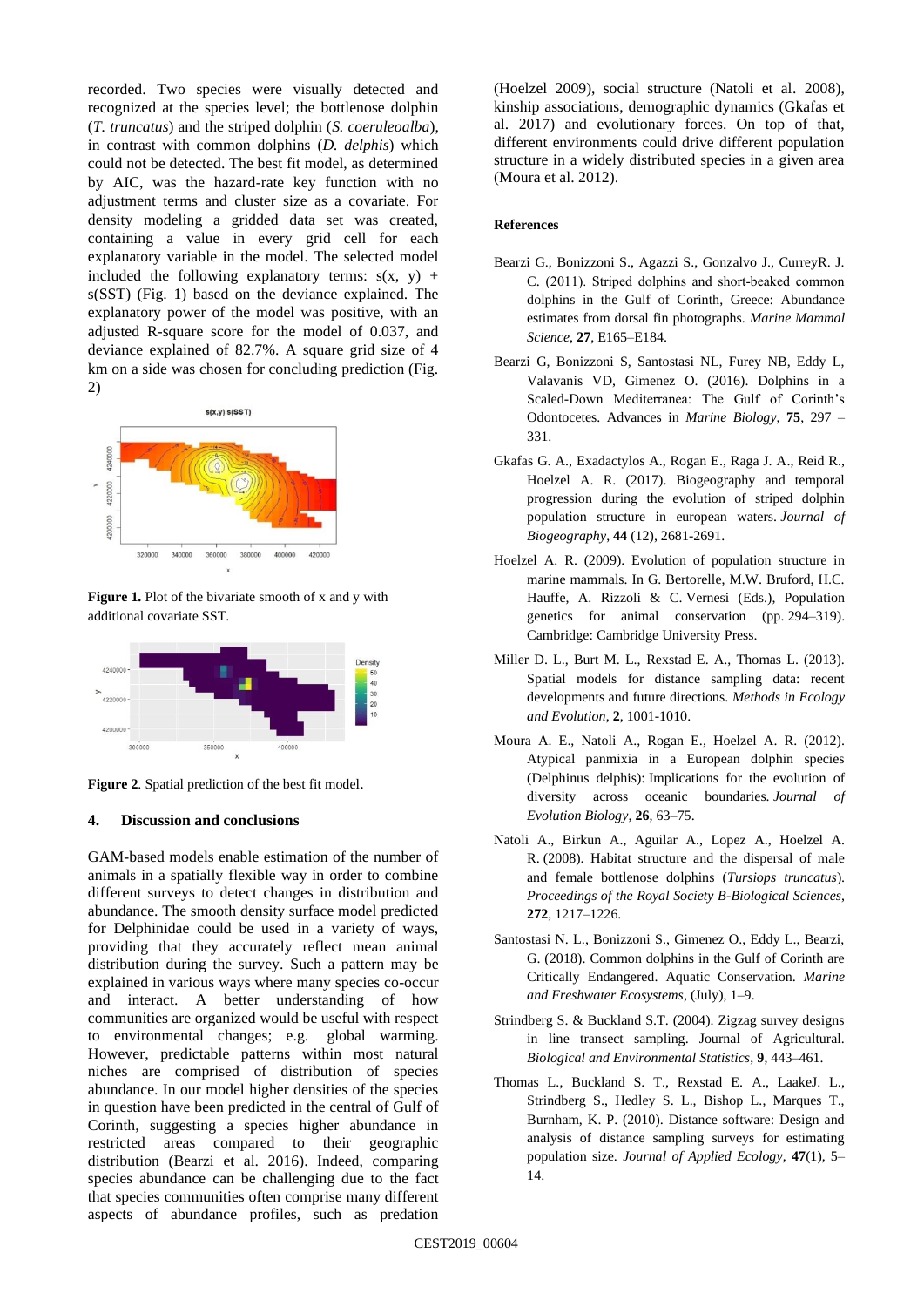recorded. Two species were visually detected and recognized at the species level; the bottlenose dolphin (*T. truncatus*) and the striped dolphin (*S. coeruleoalba*), in contrast with common dolphins (*D. delphis*) which could not be detected. The best fit model, as determined by AIC, was the hazard-rate key function with no adjustment terms and cluster size as a covariate. For density modeling a gridded data set was created, containing a value in every grid cell for each explanatory variable in the model. The selected model included the following explanatory terms: s(x, y) + s(SST) (Fig. 1) based on the deviance explained. The explanatory power of the model was positive, with an adjusted R-square score for the model of 0.037, and deviance explained of 82.7%. A square grid size of 4 km on a side was chosen for concluding prediction (Fig. 2)

s(x,y) s(SST)

y

4240000
4220000
4200000

320000 340000 360000 380000 400000 420000

x

**Figure 1.** Plot of the bivariate smooth of x and y with additional covariate SST.

y

4240000
4220000
4200000

300000 350000 400000

x

Density
50
40
30
20
10

**Figure 2**. Spatial prediction of the best fit model.

## 4. Discussion and conclusions

GAM-based models enable estimation of the number of animals in a spatially flexible way in order to combine different surveys to detect changes in distribution and abundance. The smooth density surface model predicted for Delphinidae could be used in a variety of ways, providing that they accurately reflect mean animal distribution during the survey. Such a pattern may be explained in various ways where many species co-occur and interact. A better understanding of how communities are organized would be useful with respect to environmental changes; e.g. global warming. However, predictable patterns within most natural niches are comprised of distribution of species abundance. In our model higher densities of the species in question have been predicted in the central of Gulf of Corinth, suggesting a species higher abundance in restricted areas compared to their geographic distribution (Bearzi et al. 2016). Indeed, comparing species abundance can be challenging due to the fact that species communities often comprise many different aspects of abundance profiles, such as predation (Hoelzel 2009), social structure (Natoli et al. 2008), kinship associations, demographic dynamics (Gkafas et al. 2017) and evolutionary forces. On top of that, different environments could drive different population structure in a widely distributed species in a given area (Moura et al. 2012).

**References**

Bearzi G., Bonizzoni S., Agazzi S., Gonzalvo J., CurreyR. J. C. (2011). Striped dolphins and short-beaked common dolphins in the Gulf of Corinth, Greece: Abundance estimates from dorsal fin photographs. *Marine Mammal Science*, **27**, E165–E184.

Bearzi G, Bonizzoni S, Santostasi NL, Furey NB, Eddy L, Valavanis VD, Gimenez O. (2016). Dolphins in a Scaled-Down Mediterranea: The Gulf of Corinth's Odontocetes. Advances in *Marine Biology*, **75**, 297 – 331.

Gkafas G. A., Exadactylos A., Rogan E., Raga J. A., Reid R., Hoelzel A. R. (2017). Biogeography and temporal progression during the evolution of striped dolphin population structure in european waters. *Journal of Biogeography*, **44** (12), 2681-2691.

Hoelzel A. R. (2009). Evolution of population structure in marine mammals. In G. Bertorelle, M.W. Bruford, H.C. Hauffe, A. Rizzoli & C. Vernesi (Eds.), Population genetics for animal conservation (pp. 294–319). Cambridge: Cambridge University Press.

Miller D. L., Burt M. L., Rexstad E. A., Thomas L. (2013). Spatial models for distance sampling data: recent developments and future directions. *Methods in Ecology and Evolution*, **2**, 1001-1010.

Moura A. E., Natoli A., Rogan E., Hoelzel A. R. (2012). Atypical panmixia in a European dolphin species (Delphinus delphis): Implications for the evolution of diversity across oceanic boundaries. *Journal of Evolution Biology*, **26**, 63–75.

Natoli A., Birkun A., Aguilar A., Lopez A., Hoelzel A. R. (2008). Habitat structure and the dispersal of male and female bottlenose dolphins (*Tursiops truncatus*). *Proceedings of the Royal Society B-Biological Sciences*, **272**, 1217–1226.

Santostasi N. L., Bonizzoni S., Gimenez O., Eddy L., Bearzi, G. (2018). Common dolphins in the Gulf of Corinth are Critically Endangered. Aquatic Conservation. *Marine and Freshwater Ecosystems*, (July), 1–9.

Strindberg S. & Buckland S.T. (2004). Zigzag survey designs in line transect sampling. Journal of Agricultural. *Biological and Environmental Statistics*, **9**, 443–461.

Thomas L., Buckland S. T., Rexstad E. A., LaakeJ. L., Strindberg S., Hedley S. L., Bishop L., Marques T., Burnham, K. P. (2010). Distance software: Design and analysis of distance sampling surveys for estimating population size. *Journal of Applied Ecology*, **47**(1), 5–14.